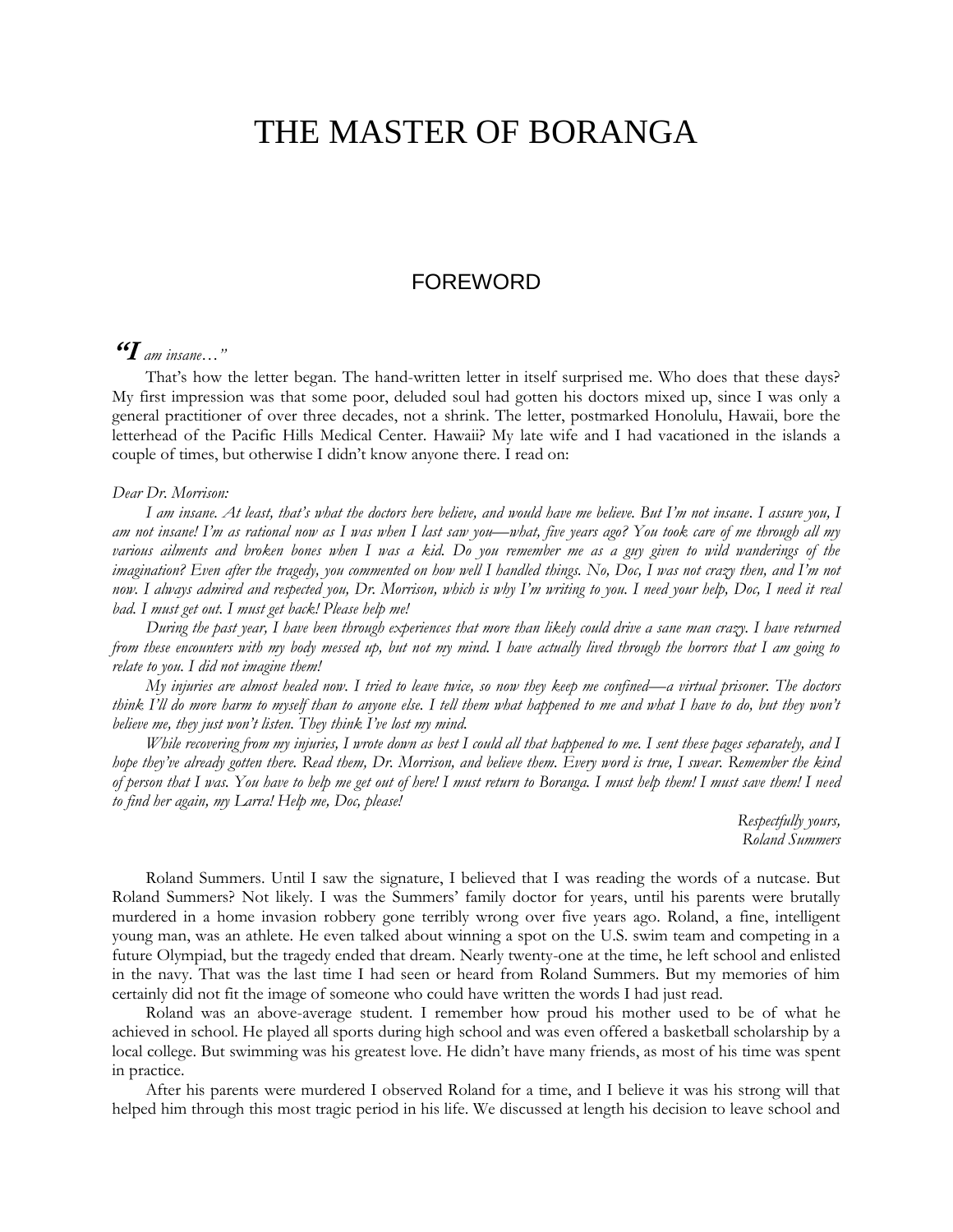# THE MASTER OF BORANGA

## FOREWORD

*"I am insane…"*

That's how the letter began. The hand-written letter in itself surprised me. Who does that these days? My first impression was that some poor, deluded soul had gotten his doctors mixed up, since I was only a general practitioner of over three decades, not a shrink. The letter, postmarked Honolulu, Hawaii, bore the letterhead of the Pacific Hills Medical Center. Hawaii? My late wife and I had vacationed in the islands a couple of times, but otherwise I didn't know anyone there. I read on:

*Dear Dr. Morrison:*

*I am insane. At least, that's what the doctors here believe, and would have me believe. But I'm not insane. I assure you, I am not insane! I'm as rational now as I was when I last saw you—what, five years ago? You took care of me through all my various ailments and broken bones when I was a kid. Do you remember me as a guy given to wild wanderings of the imagination? Even after the tragedy, you commented on how well I handled things. No, Doc, I was not crazy then, and I'm not now. I always admired and respected you, Dr. Morrison, which is why I'm writing to you. I need your help, Doc, I need it real bad. I must get out. I must get back! Please help me!*

*During the past year, I have been through experiences that more than likely could drive a sane man crazy. I have returned from these encounters with my body messed up, but not my mind. I have actually lived through the horrors that I am going to relate to you. I did not imagine them!*

*My injuries are almost healed now. I tried to leave twice, so now they keep me confined—a virtual prisoner. The doctors think I'll do more harm to myself than to anyone else. I tell them what happened to me and what I have to do, but they won't believe me, they just won't listen. They think I've lost my mind.*

*While recovering from my injuries, I wrote down as best I could all that happened to me. I sent these pages separately, and I hope they've already gotten there. Read them, Dr. Morrison, and believe them. Every word is true, I swear. Remember the kind of person that I was. You have to help me get out of here! I must return to Boranga. I must help them! I must save them! I need to find her again, my Larra! Help me, Doc, please!*

*Respectfully yours,*
*Roland Summers*

Roland Summers. Until I saw the signature, I believed that I was reading the words of a nutcase. But Roland Summers? Not likely. I was the Summers' family doctor for years, until his parents were brutally murdered in a home invasion robbery gone terribly wrong over five years ago. Roland, a fine, intelligent young man, was an athlete. He even talked about winning a spot on the U.S. swim team and competing in a future Olympiad, but the tragedy ended that dream. Nearly twenty-one at the time, he left school and enlisted in the navy. That was the last time I had seen or heard from Roland Summers. But my memories of him certainly did not fit the image of someone who could have written the words I had just read.

Roland was an above-average student. I remember how proud his mother used to be of what he achieved in school. He played all sports during high school and was even offered a basketball scholarship by a local college. But swimming was his greatest love. He didn't have many friends, as most of his time was spent in practice.

After his parents were murdered I observed Roland for a time, and I believe it was his strong will that helped him through this most tragic period in his life. We discussed at length his decision to leave school and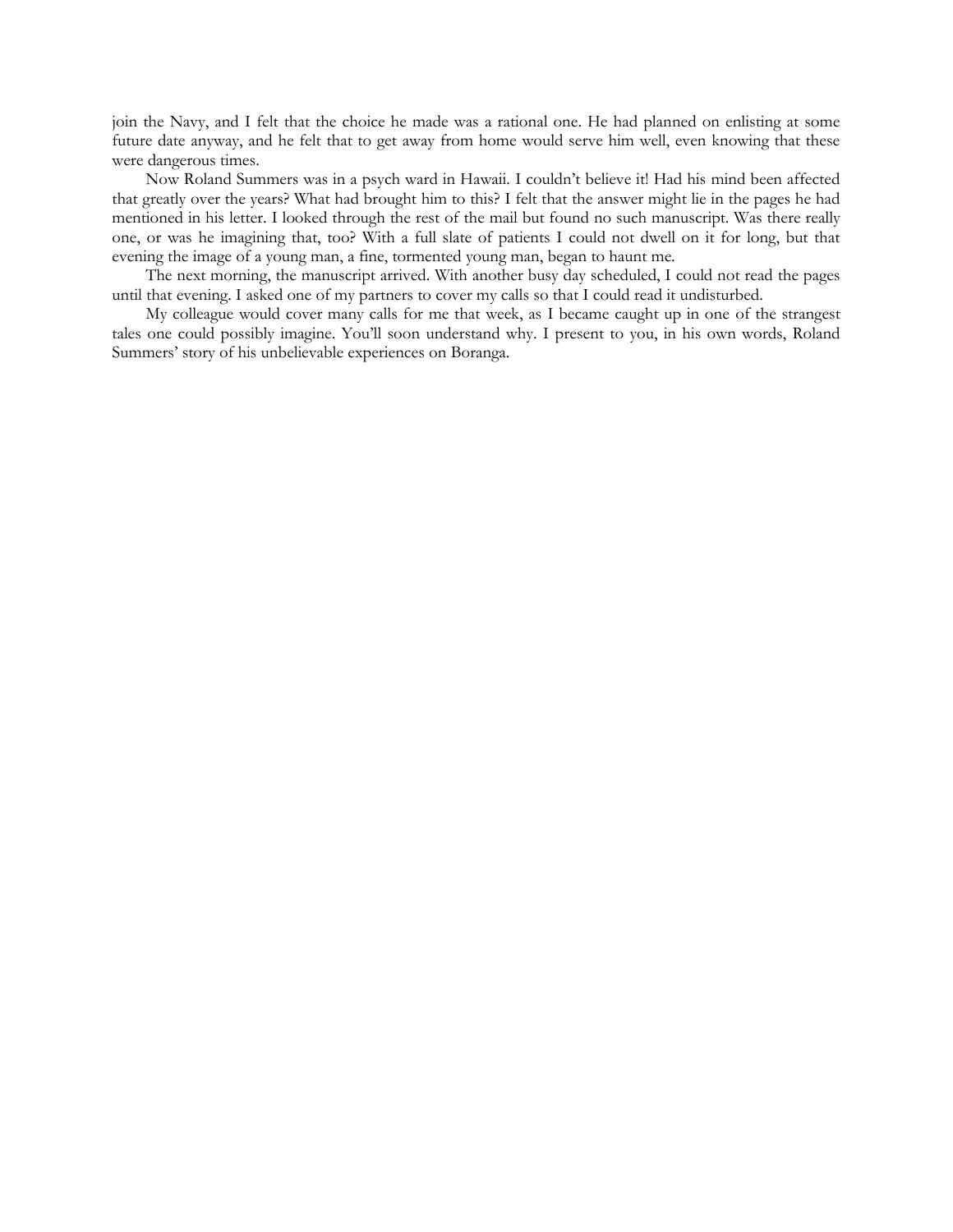join the Navy, and I felt that the choice he made was a rational one. He had planned on enlisting at some future date anyway, and he felt that to get away from home would serve him well, even knowing that these were dangerous times.

Now Roland Summers was in a psych ward in Hawaii. I couldn't believe it! Had his mind been affected that greatly over the years? What had brought him to this? I felt that the answer might lie in the pages he had mentioned in his letter. I looked through the rest of the mail but found no such manuscript. Was there really one, or was he imagining that, too? With a full slate of patients I could not dwell on it for long, but that evening the image of a young man, a fine, tormented young man, began to haunt me.

The next morning, the manuscript arrived. With another busy day scheduled, I could not read the pages until that evening. I asked one of my partners to cover my calls so that I could read it undisturbed.

My colleague would cover many calls for me that week, as I became caught up in one of the strangest tales one could possibly imagine. You'll soon understand why. I present to you, in his own words, Roland Summers' story of his unbelievable experiences on Boranga.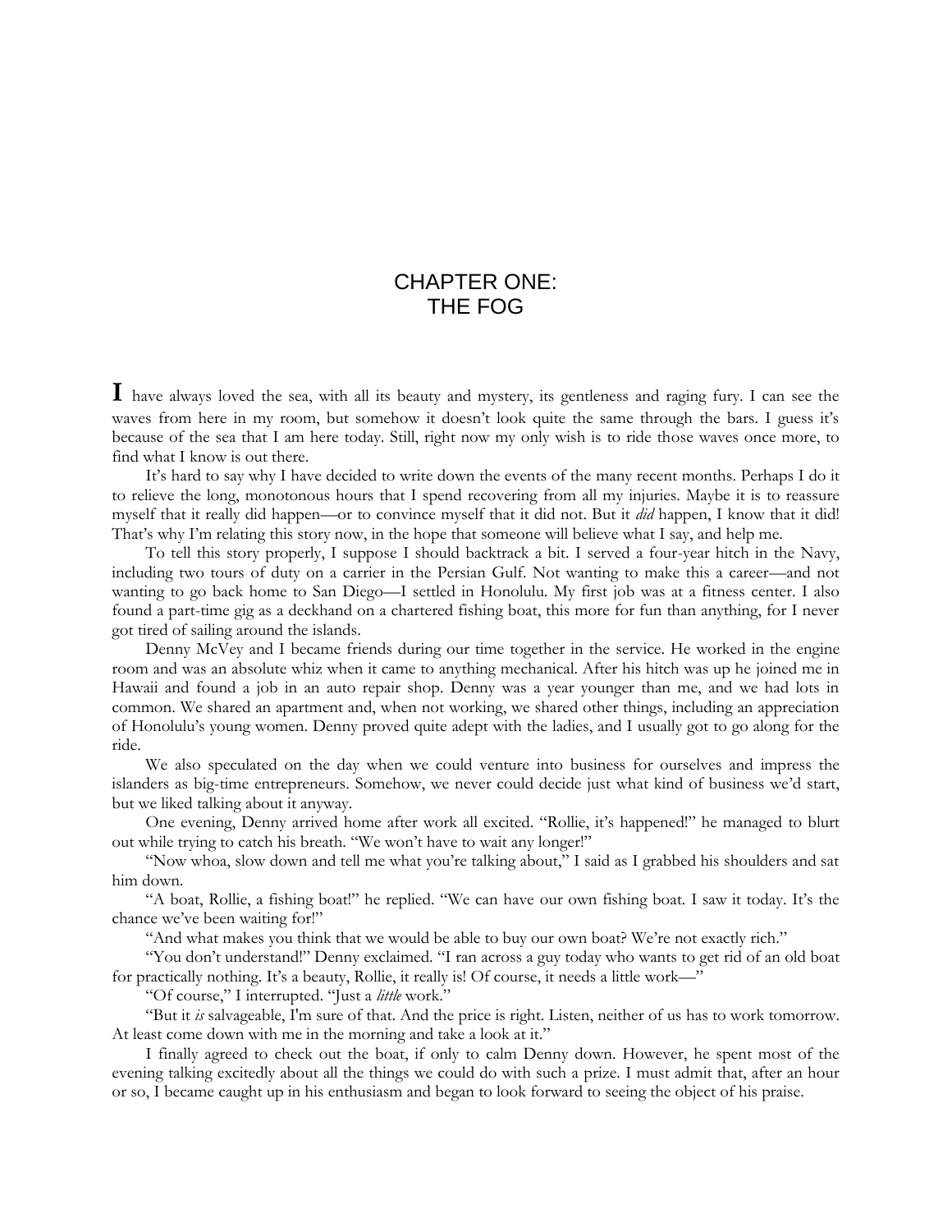# CHAPTER ONE:
# THE FOG

I have always loved the sea, with all its beauty and mystery, its gentleness and raging fury. I can see the waves from here in my room, but somehow it doesn't look quite the same through the bars. I guess it's because of the sea that I am here today. Still, right now my only wish is to ride those waves once more, to find what I know is out there.

It's hard to say why I have decided to write down the events of the many recent months. Perhaps I do it to relieve the long, monotonous hours that I spend recovering from all my injuries. Maybe it is to reassure myself that it really did happen—or to convince myself that it did not. But it *did* happen, I know that it did! That's why I'm relating this story now, in the hope that someone will believe what I say, and help me.

To tell this story properly, I suppose I should backtrack a bit. I served a four-year hitch in the Navy, including two tours of duty on a carrier in the Persian Gulf. Not wanting to make this a career—and not wanting to go back home to San Diego—I settled in Honolulu. My first job was at a fitness center. I also found a part-time gig as a deckhand on a chartered fishing boat, this more for fun than anything, for I never got tired of sailing around the islands.

Denny McVey and I became friends during our time together in the service. He worked in the engine room and was an absolute whiz when it came to anything mechanical. After his hitch was up he joined me in Hawaii and found a job in an auto repair shop. Denny was a year younger than me, and we had lots in common. We shared an apartment and, when not working, we shared other things, including an appreciation of Honolulu's young women. Denny proved quite adept with the ladies, and I usually got to go along for the ride.

We also speculated on the day when we could venture into business for ourselves and impress the islanders as big-time entrepreneurs. Somehow, we never could decide just what kind of business we'd start, but we liked talking about it anyway.

One evening, Denny arrived home after work all excited. "Rollie, it's happened!" he managed to blurt out while trying to catch his breath. "We won't have to wait any longer!"

"Now whoa, slow down and tell me what you're talking about," I said as I grabbed his shoulders and sat him down.

"A boat, Rollie, a fishing boat!" he replied. "We can have our own fishing boat. I saw it today. It's the chance we've been waiting for!"

"And what makes you think that we would be able to buy our own boat? We're not exactly rich."

"You don't understand!" Denny exclaimed. "I ran across a guy today who wants to get rid of an old boat for practically nothing. It's a beauty, Rollie, it really is! Of course, it needs a little work—"

"Of course," I interrupted. "Just a *little* work."

"But it *is* salvageable, I'm sure of that. And the price is right. Listen, neither of us has to work tomorrow. At least come down with me in the morning and take a look at it."

I finally agreed to check out the boat, if only to calm Denny down. However, he spent most of the evening talking excitedly about all the things we could do with such a prize. I must admit that, after an hour or so, I became caught up in his enthusiasm and began to look forward to seeing the object of his praise.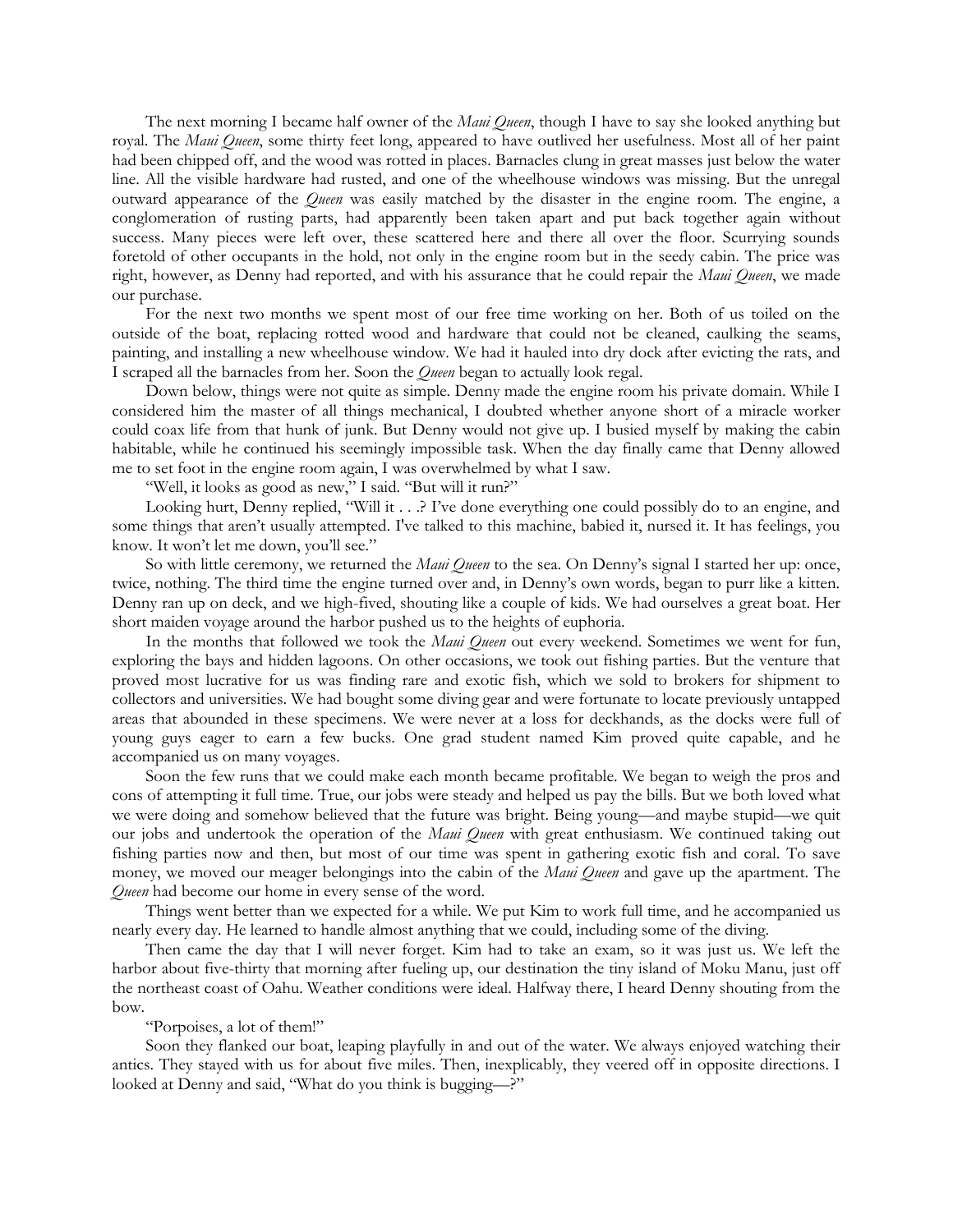The next morning I became half owner of the *Maui Queen*, though I have to say she looked anything but royal. The *Maui Queen*, some thirty feet long, appeared to have outlived her usefulness. Most all of her paint had been chipped off, and the wood was rotted in places. Barnacles clung in great masses just below the water line. All the visible hardware had rusted, and one of the wheelhouse windows was missing. But the unregal outward appearance of the *Queen* was easily matched by the disaster in the engine room. The engine, a conglomeration of rusting parts, had apparently been taken apart and put back together again without success. Many pieces were left over, these scattered here and there all over the floor. Scurrying sounds foretold of other occupants in the hold, not only in the engine room but in the seedy cabin. The price was right, however, as Denny had reported, and with his assurance that he could repair the *Maui Queen*, we made our purchase.

For the next two months we spent most of our free time working on her. Both of us toiled on the outside of the boat, replacing rotted wood and hardware that could not be cleaned, caulking the seams, painting, and installing a new wheelhouse window. We had it hauled into dry dock after evicting the rats, and I scraped all the barnacles from her. Soon the *Queen* began to actually look regal.

Down below, things were not quite as simple. Denny made the engine room his private domain. While I considered him the master of all things mechanical, I doubted whether anyone short of a miracle worker could coax life from that hunk of junk. But Denny would not give up. I busied myself by making the cabin habitable, while he continued his seemingly impossible task. When the day finally came that Denny allowed me to set foot in the engine room again, I was overwhelmed by what I saw.

"Well, it looks as good as new," I said. "But will it run?"

Looking hurt, Denny replied, "Will it . . .? I've done everything one could possibly do to an engine, and some things that aren't usually attempted. I've talked to this machine, babied it, nursed it. It has feelings, you know. It won't let me down, you'll see."

So with little ceremony, we returned the *Maui Queen* to the sea. On Denny's signal I started her up: once, twice, nothing. The third time the engine turned over and, in Denny's own words, began to purr like a kitten. Denny ran up on deck, and we high-fived, shouting like a couple of kids. We had ourselves a great boat. Her short maiden voyage around the harbor pushed us to the heights of euphoria.

In the months that followed we took the *Maui Queen* out every weekend. Sometimes we went for fun, exploring the bays and hidden lagoons. On other occasions, we took out fishing parties. But the venture that proved most lucrative for us was finding rare and exotic fish, which we sold to brokers for shipment to collectors and universities. We had bought some diving gear and were fortunate to locate previously untapped areas that abounded in these specimens. We were never at a loss for deckhands, as the docks were full of young guys eager to earn a few bucks. One grad student named Kim proved quite capable, and he accompanied us on many voyages.

Soon the few runs that we could make each month became profitable. We began to weigh the pros and cons of attempting it full time. True, our jobs were steady and helped us pay the bills. But we both loved what we were doing and somehow believed that the future was bright. Being young—and maybe stupid—we quit our jobs and undertook the operation of the *Maui Queen* with great enthusiasm. We continued taking out fishing parties now and then, but most of our time was spent in gathering exotic fish and coral. To save money, we moved our meager belongings into the cabin of the *Maui Queen* and gave up the apartment. The *Queen* had become our home in every sense of the word.

Things went better than we expected for a while. We put Kim to work full time, and he accompanied us nearly every day. He learned to handle almost anything that we could, including some of the diving.

Then came the day that I will never forget. Kim had to take an exam, so it was just us. We left the harbor about five-thirty that morning after fueling up, our destination the tiny island of Moku Manu, just off the northeast coast of Oahu. Weather conditions were ideal. Halfway there, I heard Denny shouting from the bow.

"Porpoises, a lot of them!"

Soon they flanked our boat, leaping playfully in and out of the water. We always enjoyed watching their antics. They stayed with us for about five miles. Then, inexplicably, they veered off in opposite directions. I looked at Denny and said, "What do you think is bugging—?"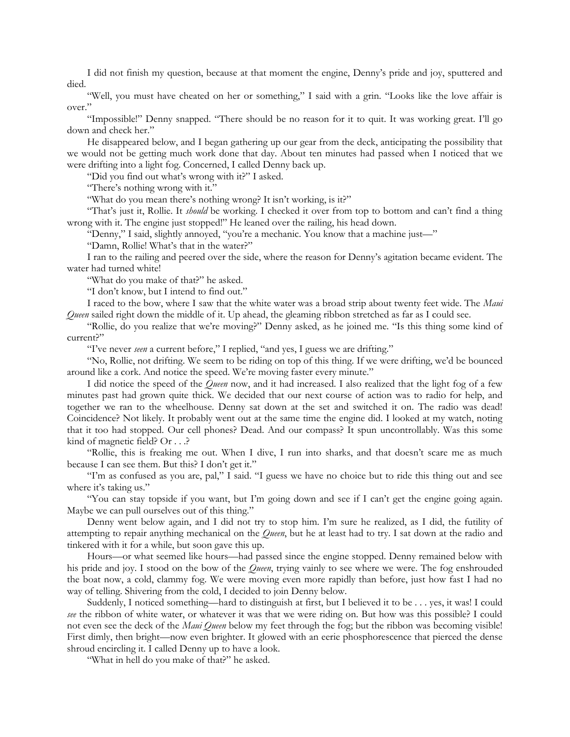I did not finish my question, because at that moment the engine, Denny's pride and joy, sputtered and died.

"Well, you must have cheated on her or something," I said with a grin. "Looks like the love affair is over."

"Impossible!" Denny snapped. "There should be no reason for it to quit. It was working great. I'll go down and check her."

He disappeared below, and I began gathering up our gear from the deck, anticipating the possibility that we would not be getting much work done that day. About ten minutes had passed when I noticed that we were drifting into a light fog. Concerned, I called Denny back up.

"Did you find out what's wrong with it?" I asked.

"There's nothing wrong with it."

"What do you mean there's nothing wrong? It isn't working, is it?"

"That's just it, Rollie. It *should* be working. I checked it over from top to bottom and can't find a thing wrong with it. The engine just stopped!" He leaned over the railing, his head down.

"Denny," I said, slightly annoyed, "you're a mechanic. You know that a machine just—"

"Damn, Rollie! What's that in the water?"

I ran to the railing and peered over the side, where the reason for Denny's agitation became evident. The water had turned white!

"What do you make of that?" he asked.

"I don't know, but I intend to find out."

I raced to the bow, where I saw that the white water was a broad strip about twenty feet wide. The *Maui Queen* sailed right down the middle of it. Up ahead, the gleaming ribbon stretched as far as I could see.

"Rollie, do you realize that we're moving?" Denny asked, as he joined me. "Is this thing some kind of current?"

"I've never *seen* a current before," I replied, "and yes, I guess we are drifting."

"No, Rollie, not drifting. We seem to be riding on top of this thing. If we were drifting, we'd be bounced around like a cork. And notice the speed. We're moving faster every minute."

I did notice the speed of the *Queen* now, and it had increased. I also realized that the light fog of a few minutes past had grown quite thick. We decided that our next course of action was to radio for help, and together we ran to the wheelhouse. Denny sat down at the set and switched it on. The radio was dead! Coincidence? Not likely. It probably went out at the same time the engine did. I looked at my watch, noting that it too had stopped. Our cell phones? Dead. And our compass? It spun uncontrollably. Was this some kind of magnetic field? Or . . .?

"Rollie, this is freaking me out. When I dive, I run into sharks, and that doesn't scare me as much because I can see them. But this? I don't get it."

"I'm as confused as you are, pal," I said. "I guess we have no choice but to ride this thing out and see where it's taking us."

"You can stay topside if you want, but I'm going down and see if I can't get the engine going again. Maybe we can pull ourselves out of this thing."

Denny went below again, and I did not try to stop him. I'm sure he realized, as I did, the futility of attempting to repair anything mechanical on the *Queen*, but he at least had to try. I sat down at the radio and tinkered with it for a while, but soon gave this up.

Hours—or what seemed like hours—had passed since the engine stopped. Denny remained below with his pride and joy. I stood on the bow of the *Queen*, trying vainly to see where we were. The fog enshrouded the boat now, a cold, clammy fog. We were moving even more rapidly than before, just how fast I had no way of telling. Shivering from the cold, I decided to join Denny below.

Suddenly, I noticed something—hard to distinguish at first, but I believed it to be . . . yes, it was! I could *see* the ribbon of white water, or whatever it was that we were riding on. But how was this possible? I could not even see the deck of the *Maui Queen* below my feet through the fog; but the ribbon was becoming visible! First dimly, then bright—now even brighter. It glowed with an eerie phosphorescence that pierced the dense shroud encircling it. I called Denny up to have a look.

"What in hell do you make of that?" he asked.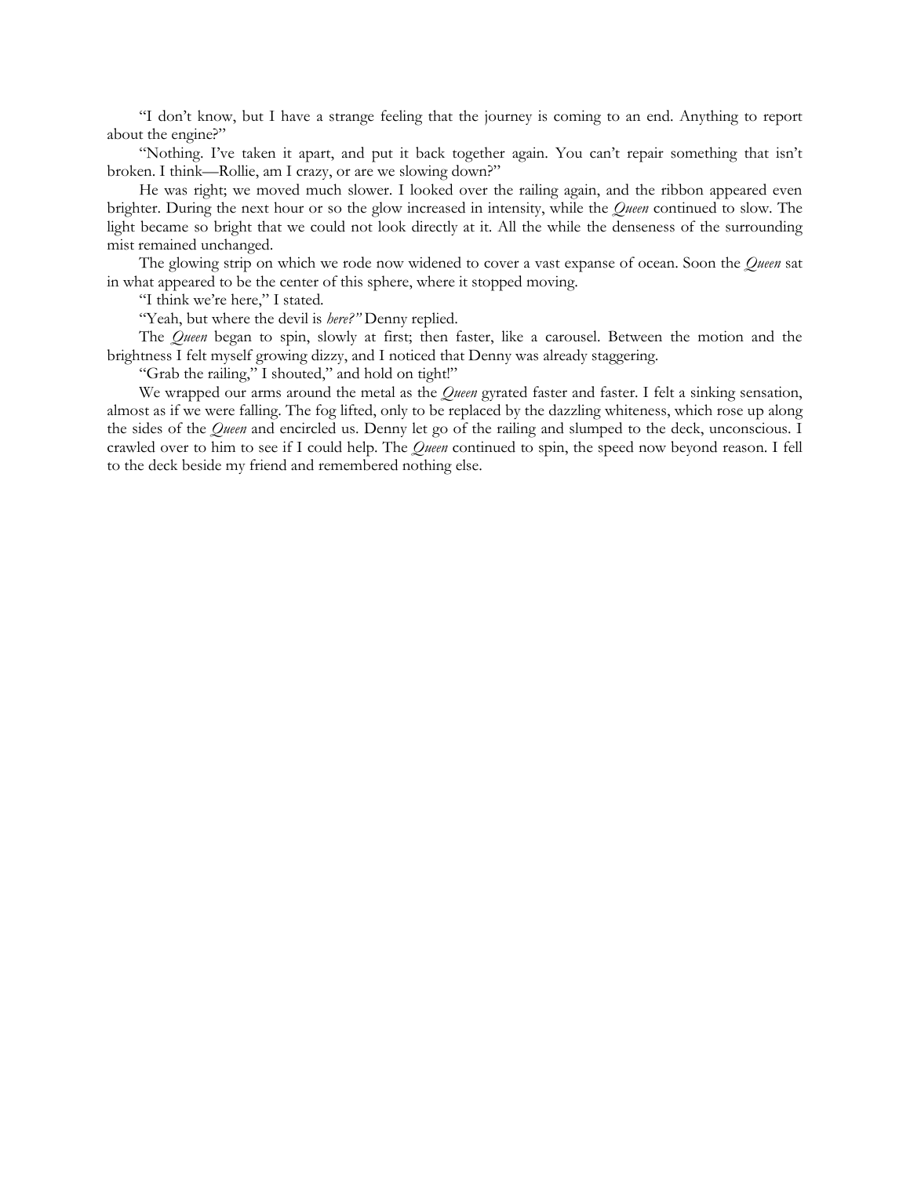"I don't know, but I have a strange feeling that the journey is coming to an end. Anything to report about the engine?"

"Nothing. I've taken it apart, and put it back together again. You can't repair something that isn't broken. I think—Rollie, am I crazy, or are we slowing down?"

He was right; we moved much slower. I looked over the railing again, and the ribbon appeared even brighter. During the next hour or so the glow increased in intensity, while the *Queen* continued to slow. The light became so bright that we could not look directly at it. All the while the denseness of the surrounding mist remained unchanged.

The glowing strip on which we rode now widened to cover a vast expanse of ocean. Soon the *Queen* sat in what appeared to be the center of this sphere, where it stopped moving.

"I think we're here," I stated.

"Yeah, but where the devil is *here?"* Denny replied.

The *Queen* began to spin, slowly at first; then faster, like a carousel. Between the motion and the brightness I felt myself growing dizzy, and I noticed that Denny was already staggering.

"Grab the railing," I shouted," and hold on tight!"

We wrapped our arms around the metal as the *Queen* gyrated faster and faster. I felt a sinking sensation, almost as if we were falling. The fog lifted, only to be replaced by the dazzling whiteness, which rose up along the sides of the *Queen* and encircled us. Denny let go of the railing and slumped to the deck, unconscious. I crawled over to him to see if I could help. The *Queen* continued to spin, the speed now beyond reason. I fell to the deck beside my friend and remembered nothing else.